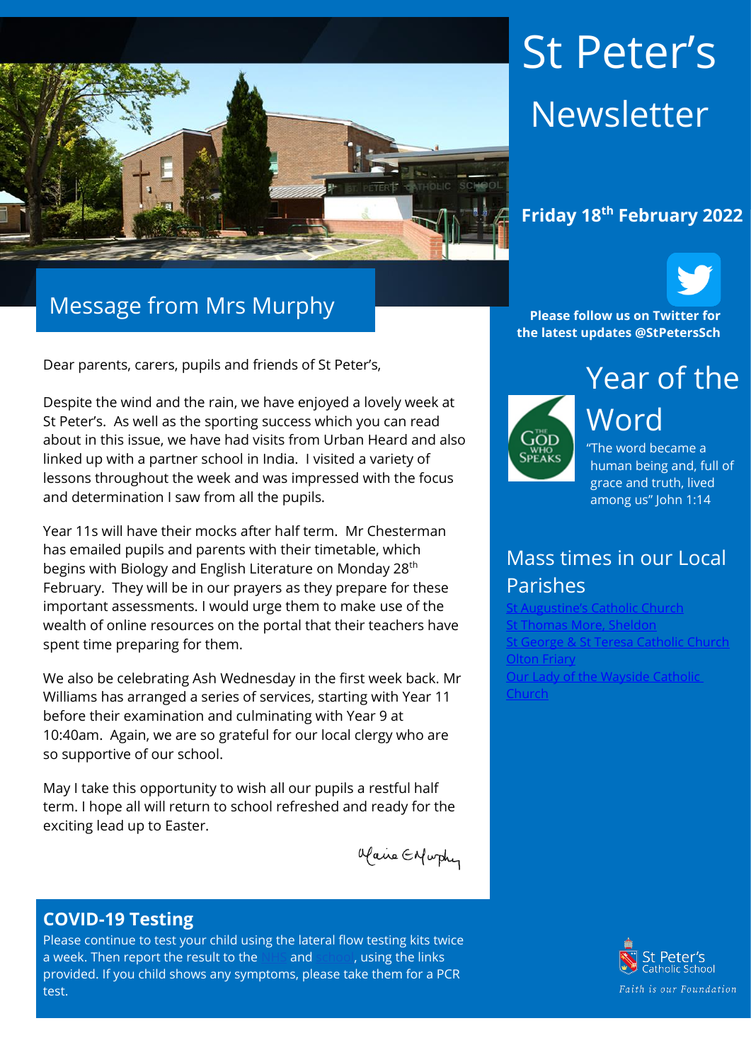# St Peter's Newsletter

**Friday 18th February 2022**

**Please follow us on Twitter for the latest updates @StPetersSch**

## Message from Mrs Murphy

Dear parents, carers, pupils and friends of St Peter's,

Despite the wind and the rain, we have enjoyed a lovely week at St Peter's. As well as the sporting success which you can read about in this issue, we have had visits from Urban Heard and also linked up with a partner school in India. I visited a variety of lessons throughout the week and was impressed with the focus and determination I saw from all the pupils.

Year 11s will have their mocks after half term. Mr Chesterman has emailed pupils and parents with their timetable, which begins with Biology and English Literature on Monday 28th February. They will be in our prayers as they prepare for these important assessments. I would urge them to make use of the wealth of online resources on the portal that their teachers have spent time preparing for them.

We also be celebrating Ash Wednesday in the first week back. Mr Williams has arranged a series of services, starting with Year 11 before their examination and culminating with Year 9 at 10:40am. Again, we are so grateful for our local clergy who are so supportive of our school.

May I take this opportunity to wish all our pupils a restful half term. I hope all will return to school refreshed and ready for the exciting lead up to Easter.

Claire E Murphy

## Year of the Word

"The word became a human being and, full of grace and truth, lived among us" John 1:14

## Mass times in our Local Parishes

- St Augustine's Catholic Church
- St Thomas More, Sheldon
- St George & St Teresa Catholic Church
- Olton Friary
- Our Lady of the Wayside Catholic Church

## COVID-19 Testing

Please continue to test your child using the lateral flow testing kits twice a week. Then report the result to the NHS and school, using the links provided. If you child shows any symptoms, please take them for a PCR test.

St Peter's Catholic School

*Faith is our Foundation*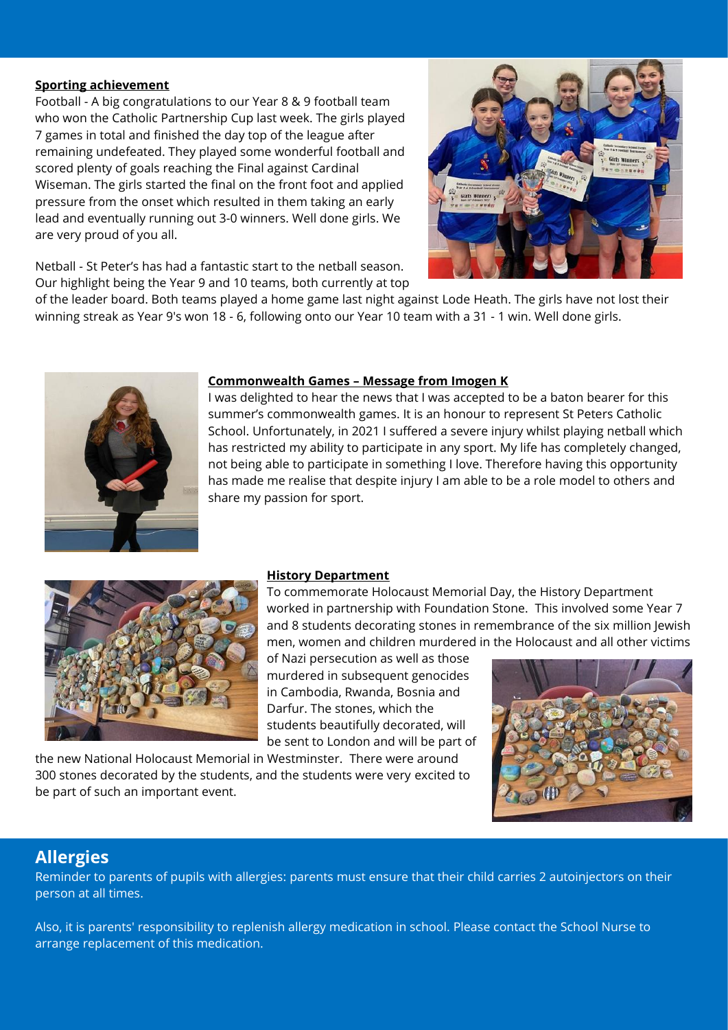**Sporting achievement**

Football - A big congratulations to our Year 8 & 9 football team who won the Catholic Partnership Cup last week. The girls played 7 games in total and finished the day top of the league after remaining undefeated. They played some wonderful football and scored plenty of goals reaching the Final against Cardinal Wiseman. The girls started the final on the front foot and applied pressure from the onset which resulted in them taking an early lead and eventually running out 3-0 winners. Well done girls. We are very proud of you all.

Netball - St Peter's has had a fantastic start to the netball season. Our highlight being the Year 9 and 10 teams, both currently at top of the leader board. Both teams played a home game last night against Lode Heath. The girls have not lost their winning streak as Year 9's won 18 - 6, following onto our Year 10 team with a 31 - 1 win. Well done girls.

**Commonwealth Games – Message from Imogen K**

I was delighted to hear the news that I was accepted to be a baton bearer for this summer's commonwealth games. It is an honour to represent St Peters Catholic School. Unfortunately, in 2021 I suffered a severe injury whilst playing netball which has restricted my ability to participate in any sport. My life has completely changed, not being able to participate in something I love. Therefore having this opportunity has made me realise that despite injury I am able to be a role model to others and share my passion for sport.

**History Department**

To commemorate Holocaust Memorial Day, the History Department worked in partnership with Foundation Stone. This involved some Year 7 and 8 students decorating stones in remembrance of the six million Jewish men, women and children murdered in the Holocaust and all other victims of Nazi persecution as well as those murdered in subsequent genocides in Cambodia, Rwanda, Bosnia and Darfur. The stones, which the students beautifully decorated, will be sent to London and will be part of the new National Holocaust Memorial in Westminster. There were around 300 stones decorated by the students, and the students were very excited to be part of such an important event.

## Allergies

Reminder to parents of pupils with allergies: parents must ensure that their child carries 2 autoinjectors on their person at all times.

Also, it is parents' responsibility to replenish allergy medication in school. Please contact the School Nurse to arrange replacement of this medication.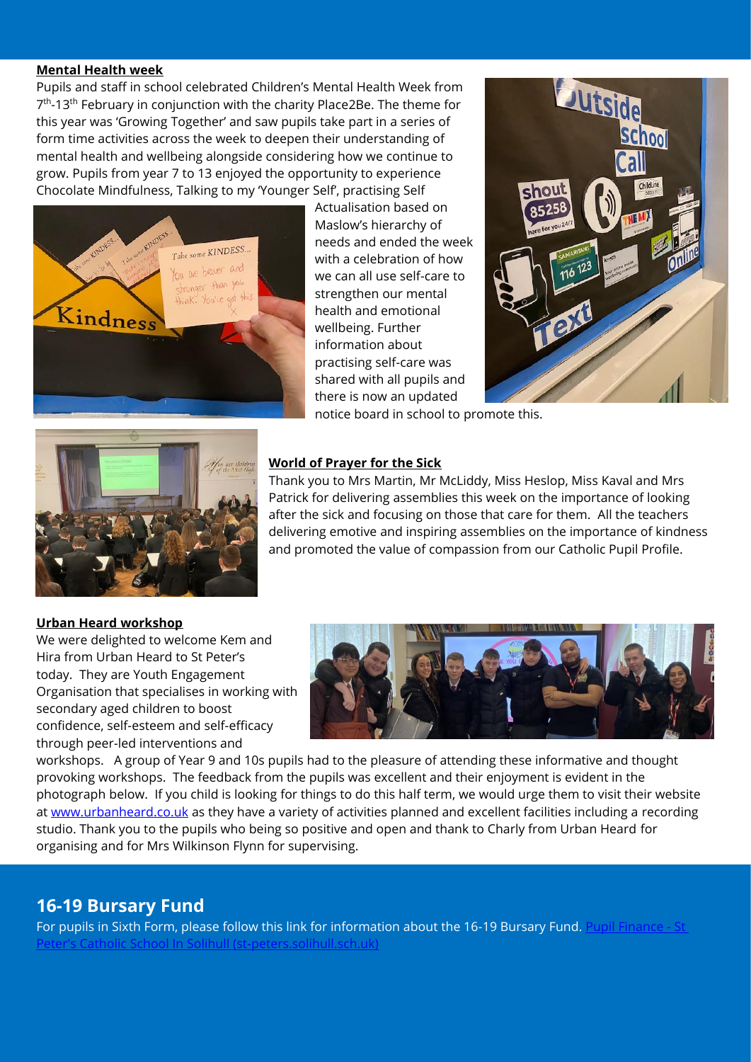**Mental Health week**

Pupils and staff in school celebrated Children's Mental Health Week from 7th-13th February in conjunction with the charity Place2Be. The theme for this year was 'Growing Together' and saw pupils take part in a series of form time activities across the week to deepen their understanding of mental health and wellbeing alongside considering how we continue to grow. Pupils from year 7 to 13 enjoyed the opportunity to experience Chocolate Mindfulness, Talking to my 'Younger Self', practising Self Actualisation based on Maslow's hierarchy of needs and ended the week with a celebration of how we can all use self-care to strengthen our mental health and emotional wellbeing. Further information about practising self-care was shared with all pupils and there is now an updated notice board in school to promote this.

**World of Prayer for the Sick**

Thank you to Mrs Martin, Mr McLiddy, Miss Heslop, Miss Kaval and Mrs Patrick for delivering assemblies this week on the importance of looking after the sick and focusing on those that care for them. All the teachers delivering emotive and inspiring assemblies on the importance of kindness and promoted the value of compassion from our Catholic Pupil Profile.

**Urban Heard workshop**

We were delighted to welcome Kem and Hira from Urban Heard to St Peter's today. They are Youth Engagement Organisation that specialises in working with secondary aged children to boost confidence, self-esteem and self-efficacy through peer-led interventions and workshops. A group of Year 9 and 10s pupils had to the pleasure of attending these informative and thought provoking workshops. The feedback from the pupils was excellent and their enjoyment is evident in the photograph below. If you child is looking for things to do this half term, we would urge them to visit their website at [www.urbanheard.co.uk](http://www.urbanheard.co.uk) as they have a variety of activities planned and excellent facilities including a recording studio. Thank you to the pupils who being so positive and open and thank to Charly from Urban Heard for organising and for Mrs Wilkinson Flynn for supervising.

## 16-19 Bursary Fund

For pupils in Sixth Form, please follow this link for information about the 16-19 Bursary Fund. Pupil Finance - St Peter's Catholic School In Solihull (st-peters.solihull.sch.uk)